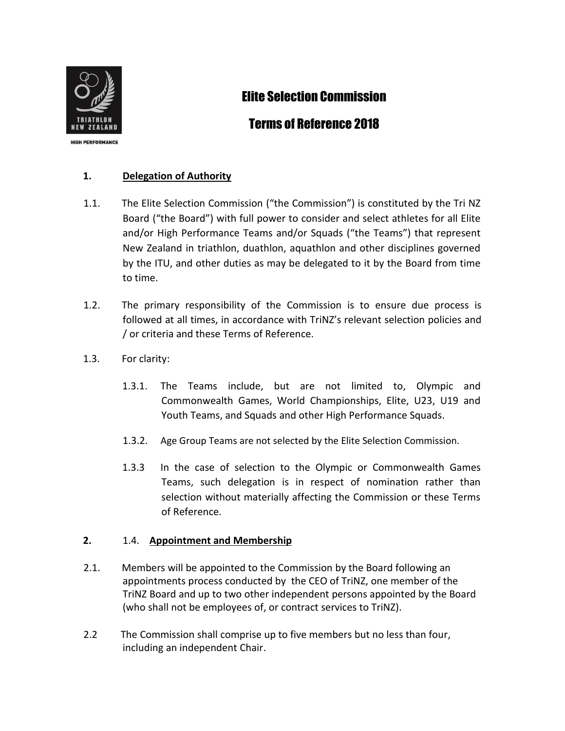# Elite Selection Commission

# Terms of Reference 2018

## 1. Delegation of Authority

1.1. The Elite Selection Commission ("the Commission") is constituted by the Tri NZ Board ("the Board") with full power to consider and select athletes for all Elite and/or High Performance Teams and/or Squads ("the Teams") that represent New Zealand in triathlon, duathlon, aquathlon and other disciplines governed by the ITU, and other duties as may be delegated to it by the Board from time to time.

1.2. The primary responsibility of the Commission is to ensure due process is followed at all times, in accordance with TriNZ's relevant selection policies and / or criteria and these Terms of Reference.

1.3. For clarity:

1.3.1. The Teams include, but are not limited to, Olympic and Commonwealth Games, World Championships, Elite, U23, U19 and Youth Teams, and Squads and other High Performance Squads.

1.3.2. Age Group Teams are not selected by the Elite Selection Commission.

1.3.3 In the case of selection to the Olympic or Commonwealth Games Teams, such delegation is in respect of nomination rather than selection without materially affecting the Commission or these Terms of Reference.

## 2. 1.4. Appointment and Membership

2.1. Members will be appointed to the Commission by the Board following an appointments process conducted by the CEO of TriNZ, one member of the TriNZ Board and up to two other independent persons appointed by the Board (who shall not be employees of, or contract services to TriNZ).

2.2 The Commission shall comprise up to five members but no less than four, including an independent Chair.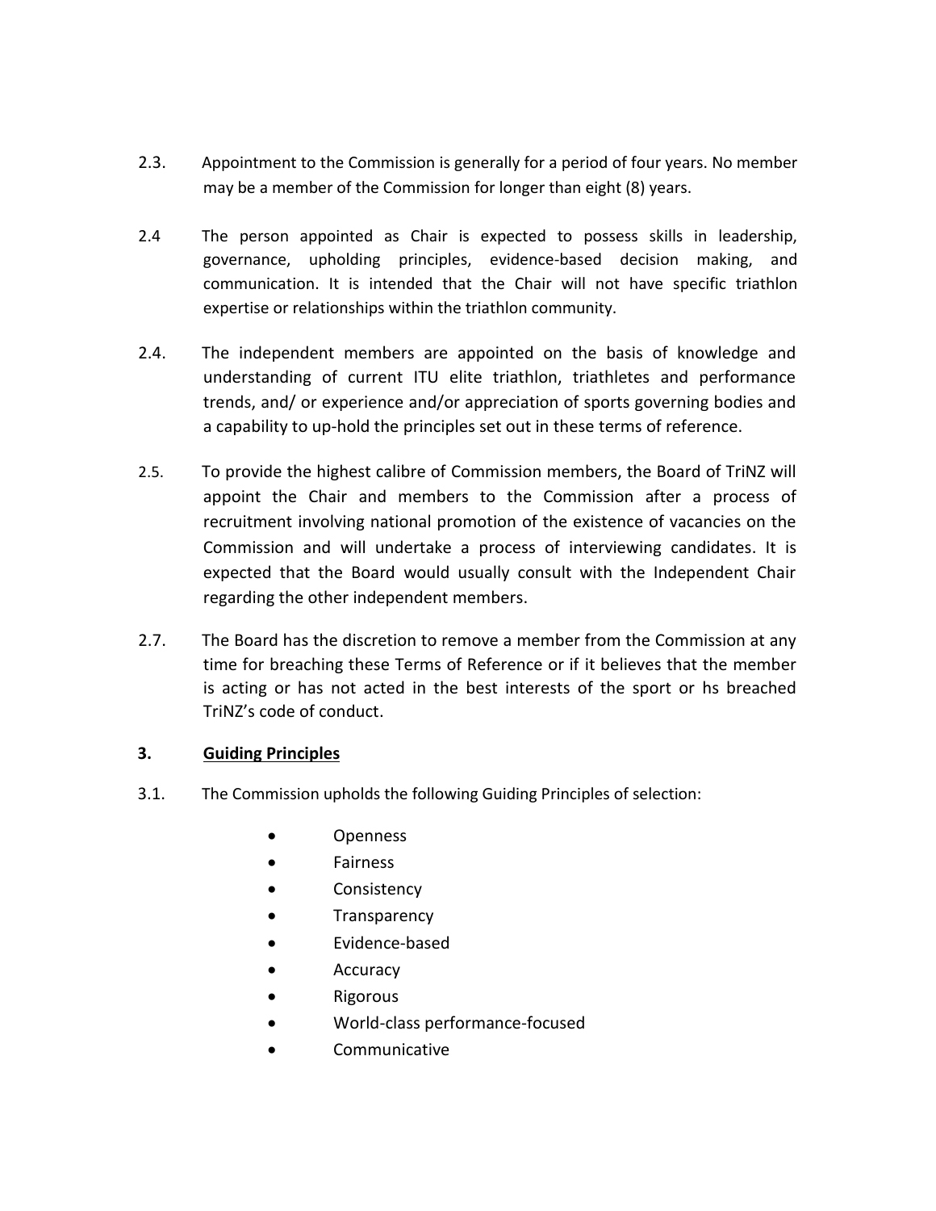2.3. Appointment to the Commission is generally for a period of four years. No member may be a member of the Commission for longer than eight (8) years.

2.4 The person appointed as Chair is expected to possess skills in leadership, governance, upholding principles, evidence-based decision making, and communication. It is intended that the Chair will not have specific triathlon expertise or relationships within the triathlon community.

2.4. The independent members are appointed on the basis of knowledge and understanding of current ITU elite triathlon, triathletes and performance trends, and/ or experience and/or appreciation of sports governing bodies and a capability to up-hold the principles set out in these terms of reference.

2.5. To provide the highest calibre of Commission members, the Board of TriNZ will appoint the Chair and members to the Commission after a process of recruitment involving national promotion of the existence of vacancies on the Commission and will undertake a process of interviewing candidates. It is expected that the Board would usually consult with the Independent Chair regarding the other independent members.

2.7. The Board has the discretion to remove a member from the Commission at any time for breaching these Terms of Reference or if it believes that the member is acting or has not acted in the best interests of the sport or hs breached TriNZ's code of conduct.

## 3. Guiding Principles

3.1. The Commission upholds the following Guiding Principles of selection:

- Openness
- Fairness
- Consistency
- Transparency
- Evidence-based
- Accuracy
- Rigorous
- World-class performance-focused
- Communicative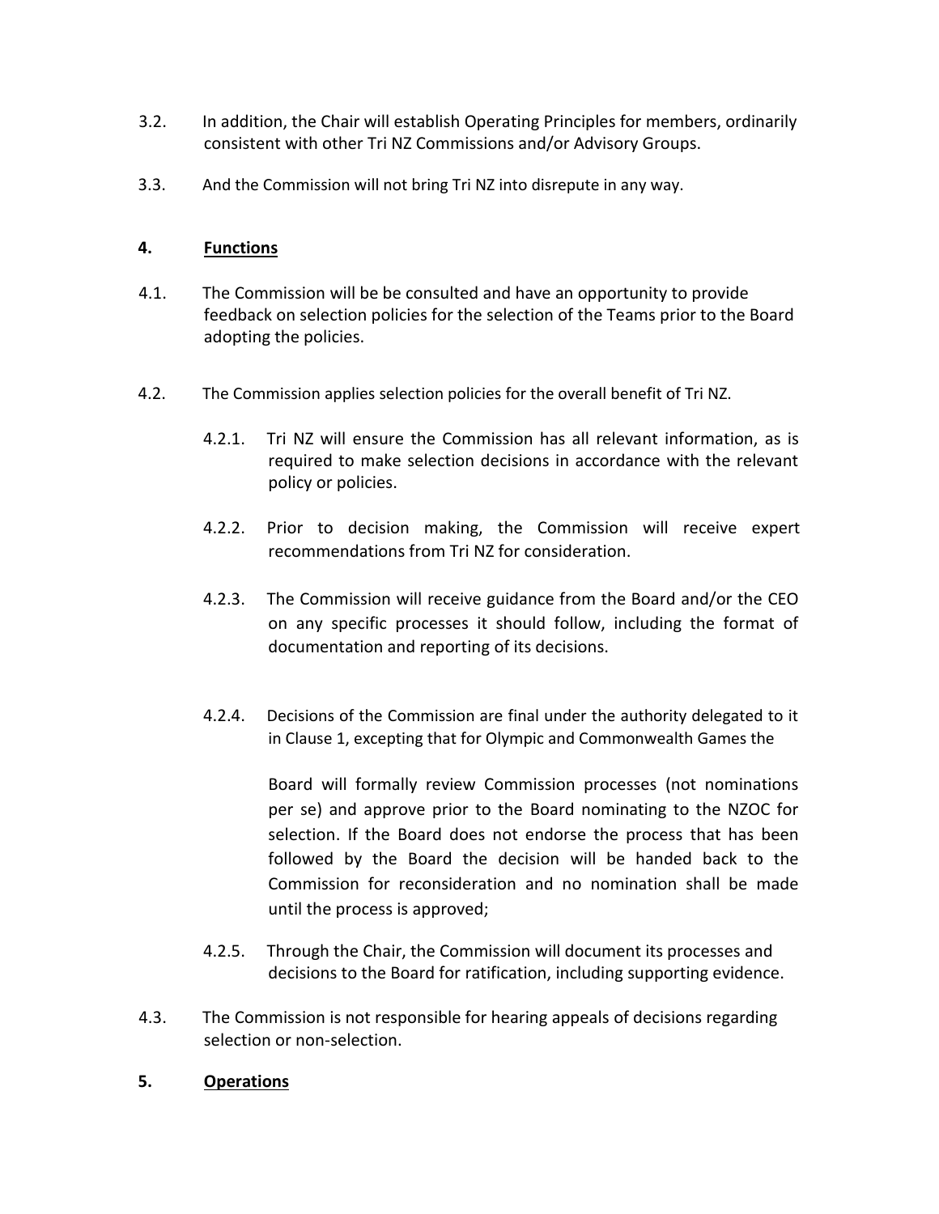3.2. In addition, the Chair will establish Operating Principles for members, ordinarily consistent with other Tri NZ Commissions and/or Advisory Groups.

3.3. And the Commission will not bring Tri NZ into disrepute in any way.

## 4. Functions

4.1. The Commission will be be consulted and have an opportunity to provide feedback on selection policies for the selection of the Teams prior to the Board adopting the policies.

4.2. The Commission applies selection policies for the overall benefit of Tri NZ.

- 4.2.1. Tri NZ will ensure the Commission has all relevant information, as is required to make selection decisions in accordance with the relevant policy or policies.

- 4.2.2. Prior to decision making, the Commission will receive expert recommendations from Tri NZ for consideration.

- 4.2.3. The Commission will receive guidance from the Board and/or the CEO on any specific processes it should follow, including the format of documentation and reporting of its decisions.

- 4.2.4. Decisions of the Commission are final under the authority delegated to it in Clause 1, excepting that for Olympic and Commonwealth Games the

  Board will formally review Commission processes (not nominations per se) and approve prior to the Board nominating to the NZOC for selection. If the Board does not endorse the process that has been followed by the Board the decision will be handed back to the Commission for reconsideration and no nomination shall be made until the process is approved;

- 4.2.5. Through the Chair, the Commission will document its processes and decisions to the Board for ratification, including supporting evidence.

4.3. The Commission is not responsible for hearing appeals of decisions regarding selection or non-selection.

## 5. Operations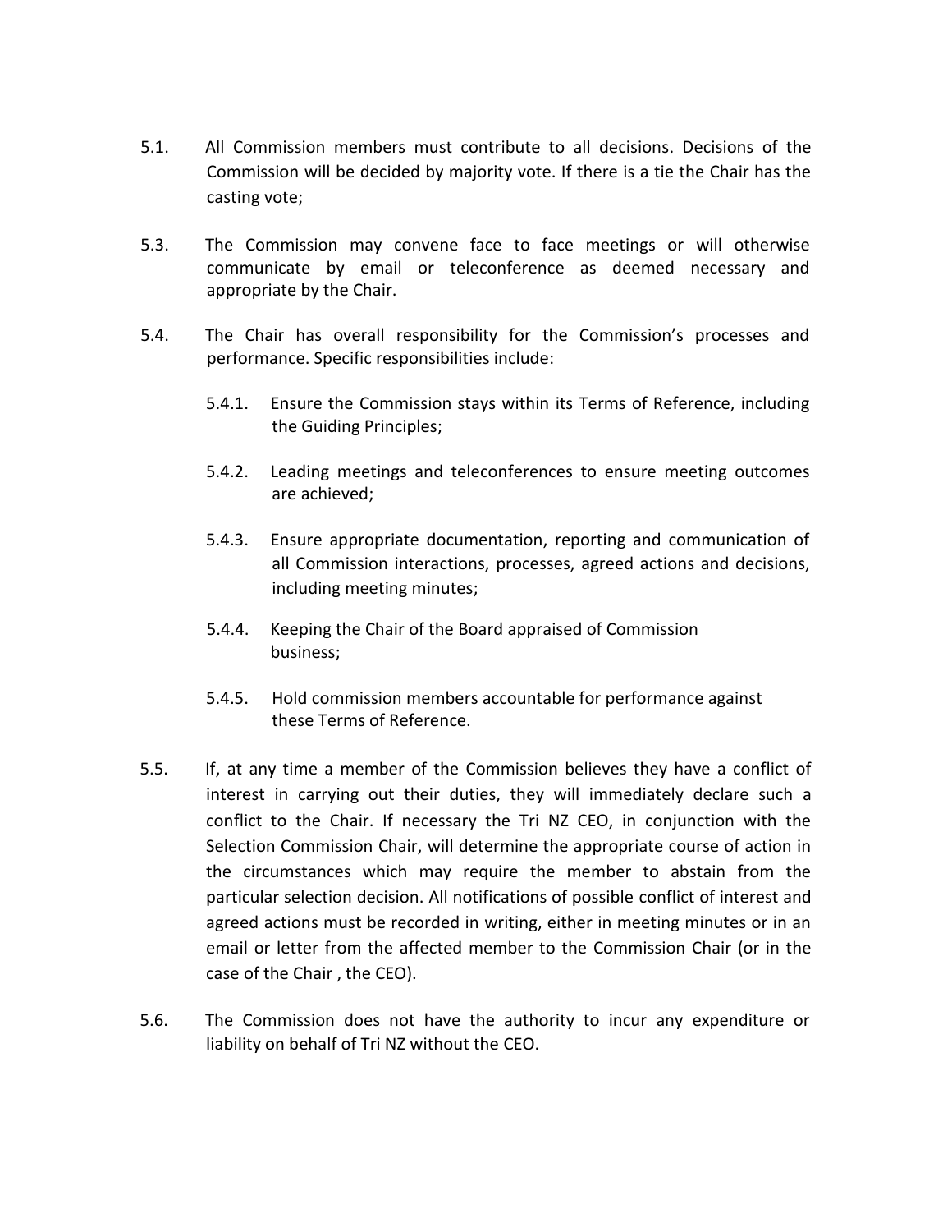5.1. All Commission members must contribute to all decisions. Decisions of the Commission will be decided by majority vote. If there is a tie the Chair has the casting vote;

5.3. The Commission may convene face to face meetings or will otherwise communicate by email or teleconference as deemed necessary and appropriate by the Chair.

5.4. The Chair has overall responsibility for the Commission's processes and performance. Specific responsibilities include:

 5.4.1. Ensure the Commission stays within its Terms of Reference, including the Guiding Principles;

 5.4.2. Leading meetings and teleconferences to ensure meeting outcomes are achieved;

 5.4.3. Ensure appropriate documentation, reporting and communication of all Commission interactions, processes, agreed actions and decisions, including meeting minutes;

 5.4.4. Keeping the Chair of the Board appraised of Commission business;

 5.4.5. Hold commission members accountable for performance against these Terms of Reference.

5.5. If, at any time a member of the Commission believes they have a conflict of interest in carrying out their duties, they will immediately declare such a conflict to the Chair. If necessary the Tri NZ CEO, in conjunction with the Selection Commission Chair, will determine the appropriate course of action in the circumstances which may require the member to abstain from the particular selection decision. All notifications of possible conflict of interest and agreed actions must be recorded in writing, either in meeting minutes or in an email or letter from the affected member to the Commission Chair (or in the case of the Chair , the CEO).

5.6. The Commission does not have the authority to incur any expenditure or liability on behalf of Tri NZ without the CEO.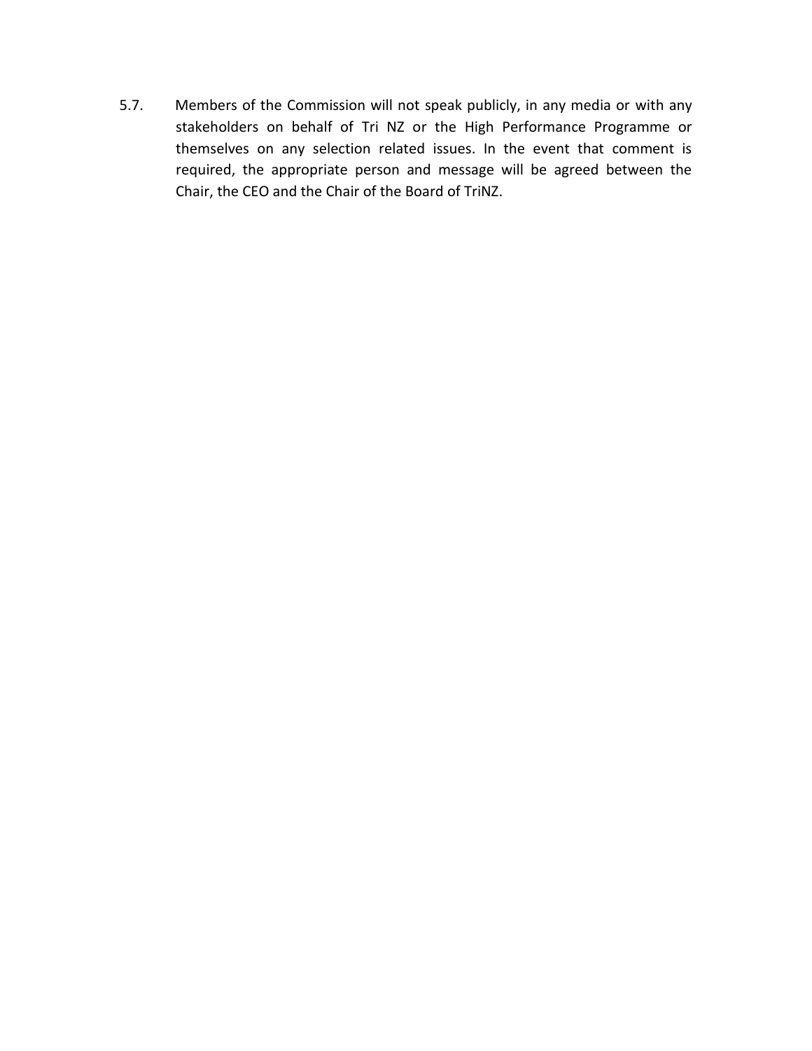5.7. Members of the Commission will not speak publicly, in any media or with any stakeholders on behalf of Tri NZ or the High Performance Programme or themselves on any selection related issues. In the event that comment is required, the appropriate person and message will be agreed between the Chair, the CEO and the Chair of the Board of TriNZ.